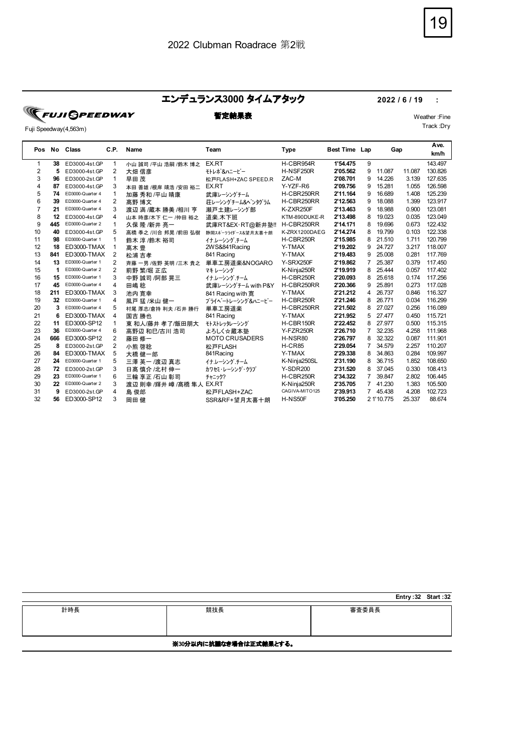2022 Clubman Roadrace 第2戦

# エンデュランス3000 タイムアタック

**2022 / 6 / 19 :**

FUJI SPEEDWAY

**暫定結果表**

Weather :Fine

Track :Dry

Fuji Speedway(4,563m)

| Pos | No | Class | C.P. | Name | Team | Type | Best Time | Lap | Gap | | Ave. km/h |
|---|---|---|---|---|---|---|---|---|---|---|---|
| 1 | 38 | ED3000-4st.GP | 1 | 小山 誠司 /平山 浩嗣 /鈴木 博之 | EX.RT | H-CBR954R | 1'54.475 | 9 | | | 143.497 |
| 2 | 5 | ED3000-4st.GP | 2 | 大畑 信彦 | ﾓﾄﾚﾎﾞ&ﾊﾆｰﾋﾞｰ | H-NSF250R | 2'05.562 | 9 | 11.087 | 11.087 | 130.826 |
| 3 | 96 | ED3000-2st.GP | 1 | 早田 茂 | 松戸FLASH+ZAC SPEED.R | ZAC-M | 2'08.701 | 9 | 14.226 | 3.139 | 127.635 |
| 4 | 87 | ED3000-4st.GP | 3 | 本田 善雄 /根岸 靖浩 /安田 裕二 | EX.RT | Y-YZF-R6 | 2'09.756 | 9 | 15.281 | 1.055 | 126.598 |
| 5 | 74 | ED3000-Quarter 4 | 1 | 加藤 秀和 /平山 晴康 | 武庫レーシングチーム | H-CBR250RR | 2'11.164 | 9 | 16.689 | 1.408 | 125.239 |
| 6 | 39 | ED3000-Quarter 4 | 2 | 高野 博文 | 荘レーシングチーム&ペンタグラム | H-CBR250RR | 2'12.563 | 9 | 18.088 | 1.399 | 123.917 |
| 7 | 21 | ED3000-Quarter 4 | 3 | 渡辺 満 /蔵本 勝美 /相川 亨 | 瀬戸土建レーシング部 | K-ZXR250F | 2'13.463 | 9 | 18.988 | 0.900 | 123.081 |
| 8 | 12 | ED3000-4st.GP | 4 | 山本 時彦/木下 仁一 /仲田 裕之 | 道楽.木下班 | KTM-890DUKE-R | 2'13.498 | 8 | 19.023 | 0.035 | 123.049 |
| 9 | 445 | ED3000-Quarter 2 | 1 | 久保 隆 /新井 亮一 | 武庫RT&EX･RT@新井塾!! | H-CBR250RR | 2'14.171 | 8 | 19.696 | 0.673 | 122.432 |
| 10 | 40 | ED3000-4st.GP | 5 | 高橋 孝之 /川合 邦晃 /前田 弘樹 | 静岡ｽﾎﾟｰﾂﾗｲﾀﾞｰｽ&望月太喜十朗 | K-ZRX1200DAEG | 2'14.274 | 8 | 19.799 | 0.103 | 122.338 |
| 11 | 98 | ED3000-Quarter 1 | 1 | 鈴木 淳 /鈴木 裕司 | ｲﾅ.レーシング.チーム | H-CBR250R | 2'15.985 | 8 | 21.510 | 1.711 | 120.799 |
| 12 | 18 | ED3000-TMAX | 1 | 髙木 豊 | 2WS&841Racing | Y-TMAX | 2'19.202 | 9 | 24.727 | 3.217 | 118.007 |
| 13 | 841 | ED3000-TMAX | 2 | 松浦 吉孝 | 841 Racing | Y-TMAX | 2'19.483 | 9 | 25.008 | 0.281 | 117.769 |
| 14 | 13 | ED3000-Quarter 1 | 2 | 斉藤 一男 /佐野 英明 /三木 貴之 | 単車工房道楽&NOGARO | Y-SRX250F | 2'19.862 | 7 | 25.387 | 0.379 | 117.450 |
| 15 | 1 | ED3000-Quarter 2 | 2 | 前野 繁/堀 正広 | ﾏｷ ﾚｰｼﾝｸﾞ | K-Ninja250R | 2'19.919 | 8 | 25.444 | 0.057 | 117.402 |
| 16 | 15 | ED3000-Quarter 1 | 3 | 中野 誠司 /阿部 晃三 | ｲﾅ.レーシング.チーム | H-CBR250R | 2'20.093 | 8 | 25.618 | 0.174 | 117.256 |
| 17 | 45 | ED3000-Quarter 4 | 4 | 田嶋 稔 | 武庫レーシングチーム with P&Y | H-CBR250RR | 2'20.366 | 9 | 25.891 | 0.273 | 117.028 |
| 18 | 211 | ED3000-TMAX | 3 | 池内 寛幸 | 841 Racing with 寛 | Y-TMAX | 2'21.212 | 4 | 26.737 | 0.846 | 116.327 |
| 19 | 32 | ED3000-Quarter 1 | 4 | 風戸 猛 /米山 健一 | ﾌﾟﾗｲﾍﾞｰﾄﾚｰｼﾝｸﾞ&ﾊﾆｰﾋﾞｰ | H-CBR250R | 2'21.246 | 8 | 26.771 | 0.034 | 116.299 |
| 20 | 3 | ED3000-Quarter 4 | 5 | 村尾 厚志/倉持 利夫 /石井 勝行 | 単車工房道楽 | H-CBR250RR | 2'21.502 | 8 | 27.027 | 0.256 | 116.089 |
| 21 | 6 | ED3000-TMAX | 4 | 国吉 勝也 | 841 Racing | Y-TMAX | 2'21.952 | 5 | 27.477 | 0.450 | 115.721 |
| 22 | 11 | ED3000-SP12 | 1 | 東 和人/藤井 孝了/飯田朋大 | ﾓﾄｽﾄﾚｯﾀﾚｰｼﾝｸﾞ | H-CBR150R | 2'22.452 | 8 | 27.977 | 0.500 | 115.315 |
| 23 | 36 | ED3000-Quarter 4 | 6 | 高野辺 和巳/古川 浩司 | よろしく☆蔵本塾 | Y-FZR250R | 2'26.710 | 7 | 32.235 | 4.258 | 111.968 |
| 24 | 666 | ED3000-SP12 | 2 | 藤田 修一 | MOTO CRUSADERS | H-NSR80 | 2'26.797 | 8 | 32.322 | 0.087 | 111.901 |
| 25 | 8 | ED3000-2st.GP | 2 | 小熊 啓稔 | 松戸FLASH | H-CR85 | 2'29.054 | 7 | 34.579 | 2.257 | 110.207 |
| 26 | 84 | ED3000-TMAX | 5 | 大橋 健一郎 | 841Racing | Y-TMAX | 2'29.338 | 8 | 34.863 | 0.284 | 109.997 |
| 27 | 24 | ED3000-Quarter 1 | 5 | 三澤 英一 /渡辺 真志 | ｲﾅ.レーシング.チーム | K-Ninja250SL | 2'31.190 | 8 | 36.715 | 1.852 | 108.650 |
| 28 | 72 | ED3000-2st.GP | 3 | 日高 慎介 /北村 伸一 | ｶﾜｾﾐ･ﾚｰｼﾝｸﾞ･ｸﾗﾌﾞ | Y-SDR200 | 2'31.520 | 8 | 37.045 | 0.330 | 108.413 |
| 29 | 23 | ED3000-Quarter 1 | 6 | 三輪 享正 /石山 彰司 | ﾁｬﾆｯｸ? | H-CBR250R | 2'34.322 | 7 | 39.847 | 2.802 | 106.445 |
| 30 | 22 | ED3000-Quarter 2 | 3 | 渡辺 則幸 /輝井 嶂 /高橋 隼人 | EX.RT | K-Ninja250R | 2'35.705 | 7 | 41.230 | 1.383 | 105.500 |
| 31 | 9 | ED3000-2st.GP | 4 | 島 俊郎 | 松戸FLASH+ZAC | CAGIVA-MITO125 | 2'39.913 | 7 | 45.438 | 4.208 | 102.723 |
| 32 | 56 | ED3000-SP12 | 3 | 岡田 健 | SSR&RF+望月太喜十朗 | H-NS50F | 3'05.250 | 2 | 1'10.775 | 25.337 | 88.674 |

**Entry :32 Start :32**

| 計時長 | 競技長 | 審査委員長 |
|---|---|---|
| | | |

**※30分以内に抗議なき場合は正式結果とする。**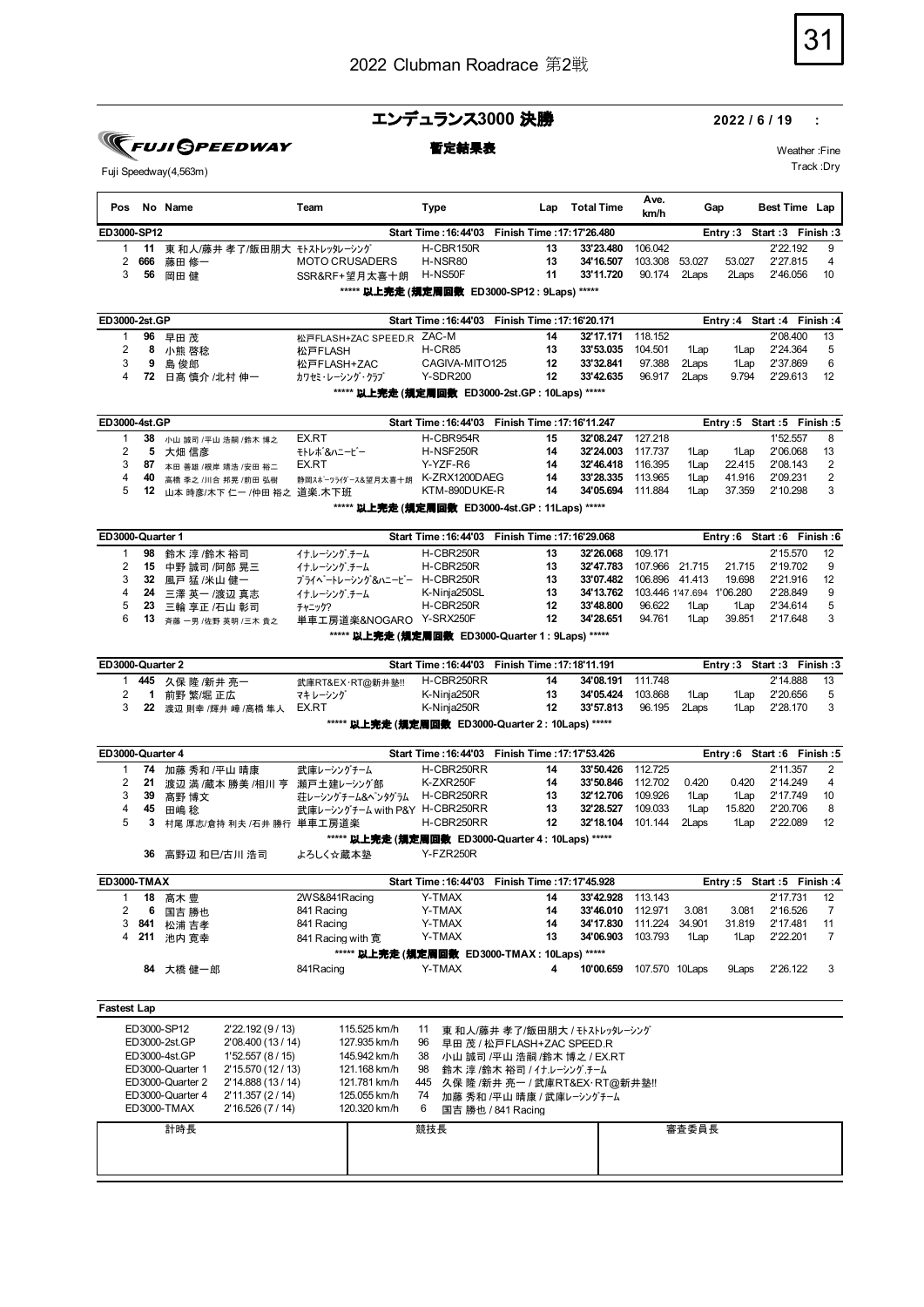2022 Clubman Roadrace 第2戦

# エンデュランス3000 決勝

2022 / 6 / 19 :

FUJI SPEEDWAY

Fuji Speedway(4,563m)

## 暫定結果表

Weather :Fine
Track :Dry

| Pos | No | Name | Team | Type | Lap | Total Time | Ave. km/h | Gap | | Best Time | Lap |
|---|---|---|---|---|---|---|---|---|---|---|---|
| **ED3000-SP12** | | | | Start Time : 16:44'03 | Finish Time : 17:17'26.480 | | | Entry : 3 | Start : 3 | Finish : 3 | |
| 1 | 11 | 東 和人/藤井 孝了/飯田朋大 | ﾓﾄｽﾄﾚｯﾀﾚｰｼﾝｸﾞ | H-CBR150R | 13 | 33'23.480 | 106.042 | | | 2'22.192 | 9 |
| 2 | 666 | 藤田 修一 | MOTO CRUSADERS | H-NSR80 | 13 | 34'16.507 | 103.308 | 53.027 | 53.027 | 2'27.815 | 4 |
| 3 | 56 | 岡田 健 | SSR&RF+望月太喜十朗 | H-NS50F | 11 | 33'11.720 | 90.174 | 2Laps | 2Laps | 2'46.056 | 10 |
| | | ***** 以上完走 (規定周回数 ED3000-SP12 : 9Laps) ***** | | | | | | | | | |
| **ED3000-2st.GP** | | | | Start Time : 16:44'03 | Finish Time : 17:16'20.171 | | | Entry : 4 | Start : 4 | Finish : 4 | |
| 1 | 96 | 早田 茂 | 松戸FLASH+ZAC SPEED.R | ZAC-M | 14 | 32'17.171 | 118.152 | | | 2'08.400 | 13 |
| 2 | 8 | 小熊 啓稔 | 松戸FLASH | H-CR85 | 13 | 33'53.035 | 104.501 | 1Lap | 1Lap | 2'24.364 | 5 |
| 3 | 9 | 島 俊郎 | 松戸FLASH+ZAC | CAGIVA-MITO125 | 12 | 33'32.841 | 97.388 | 2Laps | 1Lap | 2'37.869 | 6 |
| 4 | 72 | 日高 慎介 /北村 伸一 | ｶﾜｾﾐ･ﾚｰｼﾝｸﾞ･ｸﾗﾌﾞ | Y-SDR200 | 12 | 33'42.635 | 96.917 | 2Laps | 9.794 | 2'29.613 | 12 |
| | | ***** 以上完走 (規定周回数 ED3000-2st.GP : 10Laps) ***** | | | | | | | | | |
| **ED3000-4st.GP** | | | | Start Time : 16:44'03 | Finish Time : 17:16'11.247 | | | Entry : 5 | Start : 5 | Finish : 5 | |
| 1 | 38 | 小山 誠司 /平山 浩嗣 /鈴木 博之 | EX.RT | H-CBR954R | 15 | 32'08.247 | 127.218 | | | 1'52.557 | 8 |
| 2 | 5 | 大畑 信彦 | ﾓﾄﾚﾎﾞ&ﾊﾆｰﾋﾞｰ | H-NSF250R | 14 | 32'24.003 | 117.737 | 1Lap | 1Lap | 2'06.068 | 13 |
| 3 | 87 | 本田 善雄 /槇岸 靖浩 /安田 裕二 | EX.RT | Y-YZF-R6 | 14 | 32'46.418 | 116.395 | 1Lap | 22.415 | 2'08.143 | 2 |
| 4 | 40 | 高橋 孝之 /川合 邦晃 /前田 弘樹 | 静岡ｽﾎﾟｰﾂﾗｲﾀﾞｰｽ&望月太喜十朗 | K-ZRX1200DAEG | 14 | 33'28.335 | 113.965 | 1Lap | 41.916 | 2'09.231 | 2 |
| 5 | 12 | 山本 時彦/木下 仁一 /仲田 裕之 | 道楽.木下班 | KTM-890DUKE-R | 14 | 34'05.694 | 111.884 | 1Lap | 37.359 | 2'10.298 | 3 |
| | | ***** 以上完走 (規定周回数 ED3000-4st.GP : 11Laps) ***** | | | | | | | | | |
| **ED3000-Quarter 1** | | | | Start Time : 16:44'03 | Finish Time : 17:16'29.068 | | | Entry : 6 | Start : 6 | Finish : 6 | |
| 1 | 98 | 鈴木 淳 /鈴木 裕司 | ｲﾅ.ﾚｰｼﾝｸﾞ.ﾁｰﾑ | H-CBR250R | 13 | 32'26.068 | 109.171 | | | 2'15.570 | 12 |
| 2 | 15 | 中野 誠司 /阿部 晃三 | ｲﾅ.ﾚｰｼﾝｸﾞ.ﾁｰﾑ | H-CBR250R | 13 | 32'47.783 | 107.966 | 21.715 | 21.715 | 2'19.702 | 9 |
| 3 | 32 | 風戸 猛 /米山 健一 | ﾌﾟﾗｲﾍﾞｰﾄﾚｰｼﾝｸﾞ&ﾊﾆｰﾋﾞｰ | H-CBR250R | 13 | 33'07.482 | 106.896 | 41.413 | 19.698 | 2'21.916 | 12 |
| 4 | 24 | 三澤 英一 /渡辺 真志 | ｲﾅ.ﾚｰｼﾝｸﾞ.ﾁｰﾑ | K-Ninja250SL | 13 | 34'13.762 | 103.446 | 1'47.694 | 1'06.280 | 2'28.849 | 9 |
| 5 | 23 | 三輪 享正 /石山 彰司 | ﾁｬﾆｯｸ? | H-CBR250R | 12 | 33'48.800 | 96.622 | 1Lap | 1Lap | 2'34.614 | 5 |
| 6 | 13 | 斉藤 一男 /佐野 英明 /三木 貴之 | 単車工房道楽&NOGARO | Y-SRX250F | 12 | 34'28.651 | 94.761 | 1Lap | 39.851 | 2'17.648 | 3 |
| | | ***** 以上完走 (規定周回数 ED3000-Quarter 1 : 9Laps) ***** | | | | | | | | | |
| **ED3000-Quarter 2** | | | | Start Time : 16:44'03 | Finish Time : 17:18'11.191 | | | Entry : 3 | Start : 3 | Finish : 3 | |
| 1 | 445 | 久保 隆 /新井 亮一 | 武庫RT&EX･RT@新井塾!! | H-CBR250RR | 14 | 34'08.191 | 111.748 | | | 2'14.888 | 13 |
| 2 | 1 | 前野 繁/堀 正広 | ﾏｷﾚｰｼﾝｸﾞ | K-Ninja250R | 13 | 34'05.424 | 103.868 | 1Lap | 1Lap | 2'20.656 | 5 |
| 3 | 22 | 渡辺 則幸 /輝井 峰 /髙橋 隼人 | EX.RT | K-Ninja250R | 12 | 33'57.813 | 96.195 | 2Laps | 1Lap | 2'28.170 | 3 |
| | | ***** 以上完走 (規定周回数 ED3000-Quarter 2 : 10Laps) ***** | | | | | | | | | |
| **ED3000-Quarter 4** | | | | Start Time : 16:44'03 | Finish Time : 17:17'53.426 | | | Entry : 6 | Start : 6 | Finish : 5 | |
| 1 | 74 | 加藤 秀和 /平山 晴康 | 武庫ﾚｰｼﾝｸﾞﾁｰﾑ | H-CBR250RR | 14 | 33'50.426 | 112.725 | | | 2'11.357 | 2 |
| 2 | 21 | 渡辺 満 /蔵本 勝美 /相川 亨 | 瀬戸土建ﾚｰｼﾝｸﾞ部 | K-ZXR250F | 14 | 33'50.846 | 112.702 | 0.420 | 0.420 | 2'14.249 | 4 |
| 3 | 39 | 高野 博文 | 荘ﾚｰｼﾝｸﾞﾁｰﾑ&ﾍﾟﾝﾀｸﾞﾗﾑ | H-CBR250RR | 13 | 32'12.706 | 109.926 | 1Lap | 1Lap | 2'17.749 | 10 |
| 4 | 45 | 田嶋 稔 | 武庫ﾚｰｼﾝｸﾞﾁｰﾑ with P&Y | H-CBR250RR | 13 | 32'28.527 | 109.033 | 1Lap | 15.820 | 2'20.706 | 8 |
| 5 | 3 | 村尾 厚志/倉持 利夫 /石井 勝行 | 単車工房道楽 | H-CBR250RR | 12 | 32'18.104 | 101.144 | 2Laps | 1Lap | 2'22.089 | 12 |
| | | ***** 以上完走 (規定周回数 ED3000-Quarter 4 : 10Laps) ***** | | | | | | | | | |
| | 36 | 高野辺 和巳/古川 浩司 | よろしく☆蔵本塾 | Y-FZR250R | | | | | | | |
| **ED3000-TMAX** | | | | Start Time : 16:44'03 | Finish Time : 17:17'45.928 | | | Entry : 5 | Start : 5 | Finish : 4 | |
| 1 | 18 | 高木 豊 | 2WS&841Racing | Y-TMAX | 14 | 33'42.928 | 113.143 | | | 2'17.731 | 12 |
| 2 | 6 | 国吉 勝也 | 841 Racing | Y-TMAX | 14 | 33'46.010 | 112.971 | 3.081 | 3.081 | 2'16.526 | 7 |
| 3 | 841 | 松浦 吉孝 | 841 Racing | Y-TMAX | 14 | 34'17.830 | 111.224 | 34.901 | 31.819 | 2'17.481 | 11 |
| 4 | 211 | 池内 寛幸 | 841 Racing with 寛 | Y-TMAX | 13 | 34'06.903 | 103.793 | 1Lap | 1Lap | 2'22.201 | 7 |
| | | ***** 以上完走 (規定周回数 ED3000-TMAX : 10Laps) ***** | | | | | | | | | |
| | 84 | 大橋 健一郎 | 841Racing | Y-TMAX | 4 | 10'00.659 | 107.570 | 10Laps | 9Laps | 2'26.122 | 3 |

### Fastest Lap

| Class | Time | Speed | No | Name / Team |
|---|---|---|---|---|
| ED3000-SP12 | 2'22.192 (9 / 13) | 115.525 km/h | 11 | 東 和人/藤井 孝了/飯田朋大 / ﾓﾄｽﾄﾚｯﾀﾚｰｼﾝｸﾞ |
| ED3000-2st.GP | 2'08.400 (13 / 14) | 127.935 km/h | 96 | 早田 茂 / 松戸FLASH+ZAC SPEED.R |
| ED3000-4st.GP | 1'52.557 (8 / 15) | 145.942 km/h | 38 | 小山 誠司 /平山 浩嗣 /鈴木 博之 / EX.RT |
| ED3000-Quarter 1 | 2'15.570 (12 / 13) | 121.168 km/h | 98 | 鈴木 淳 /鈴木 裕司 / ｲﾅ.ﾚｰｼﾝｸﾞ.ﾁｰﾑ |
| ED3000-Quarter 2 | 2'14.888 (13 / 14) | 121.781 km/h | 445 | 久保 隆 /新井 亮一 / 武庫RT&EX･RT@新井塾!! |
| ED3000-Quarter 4 | 2'11.357 (2 / 14) | 125.055 km/h | 74 | 加藤 秀和 /平山 晴康 / 武庫ﾚｰｼﾝｸﾞﾁｰﾑ |
| ED3000-TMAX | 2'16.526 (7 / 14) | 120.320 km/h | 6 | 国吉 勝也 / 841 Racing |

| 計時長 | 競技長 | 審査委員長 |
|---|---|---|
| | | |